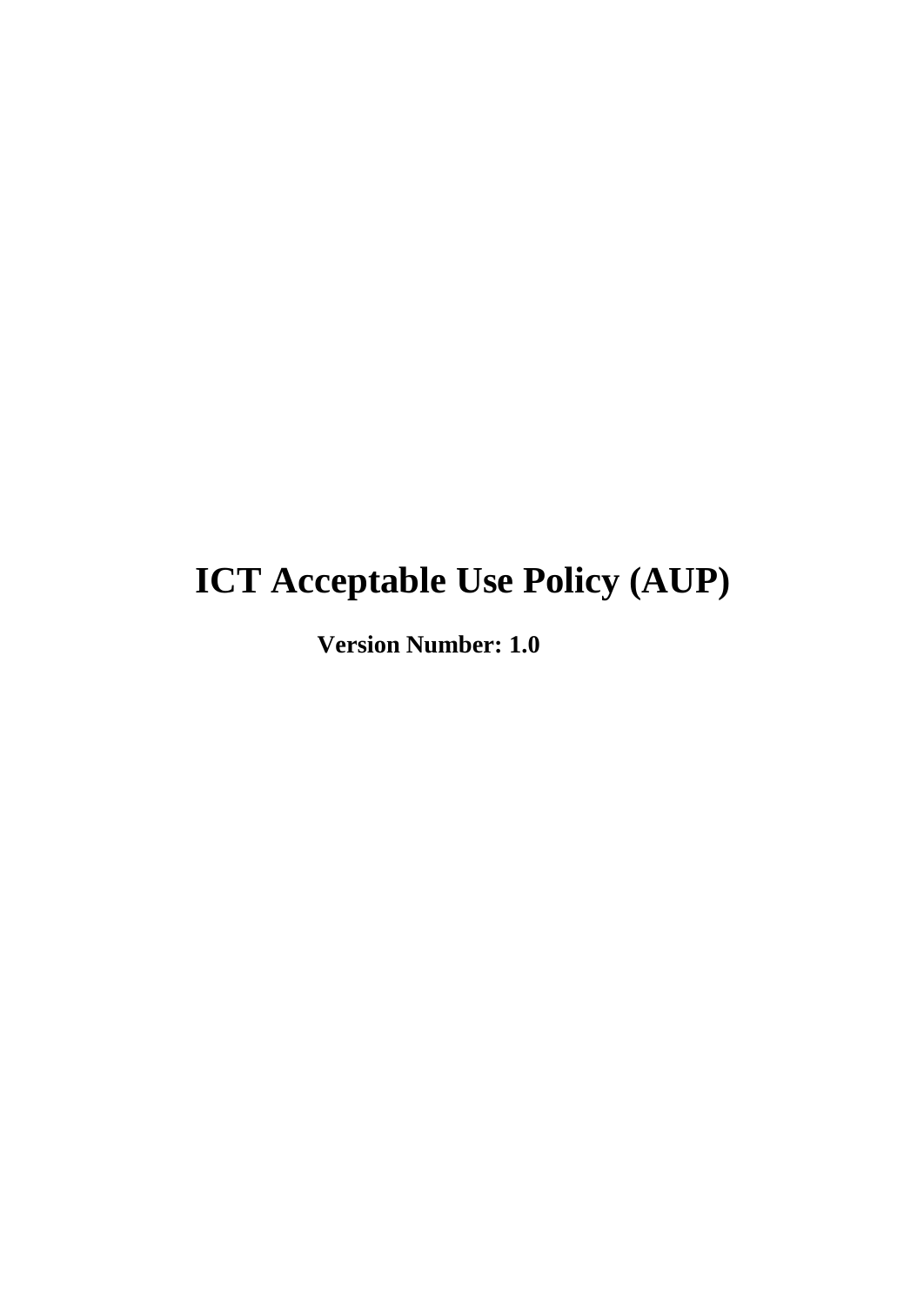# ICT Acceptable Use Policy (AUP)

**Version Number: 1.0**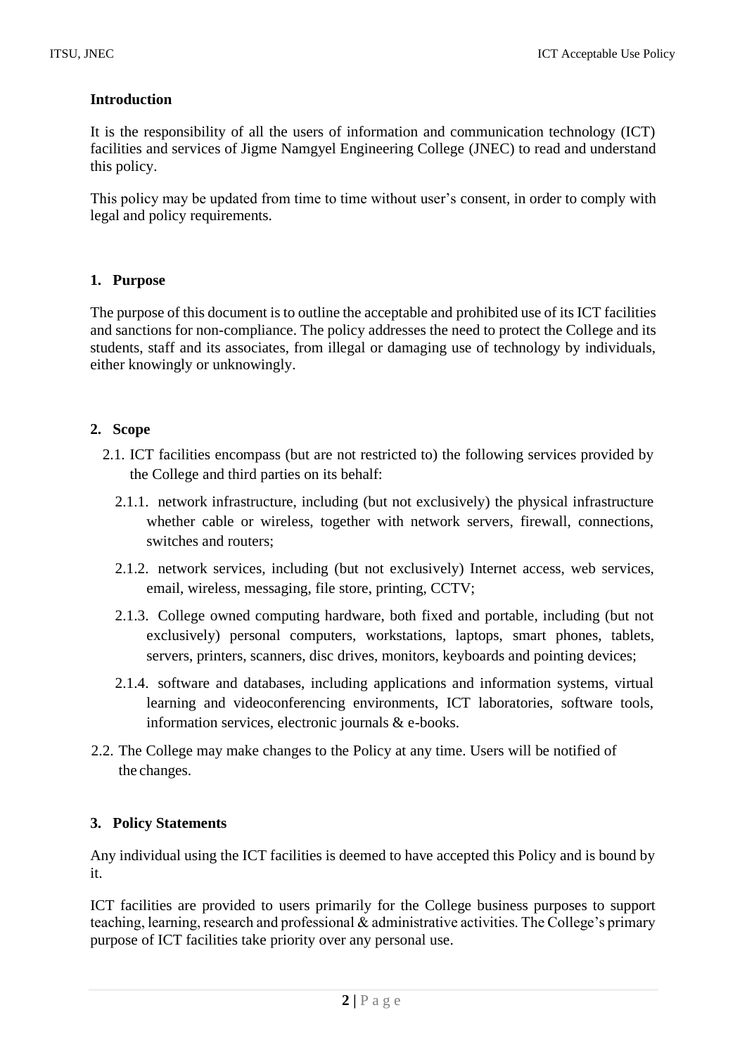## Introduction

It is the responsibility of all the users of information and communication technology (ICT) facilities and services of Jigme Namgyel Engineering College (JNEC) to read and understand this policy.

This policy may be updated from time to time without user's consent, in order to comply with legal and policy requirements.

## 1. Purpose

The purpose of this document is to outline the acceptable and prohibited use of its ICT facilities and sanctions for non-compliance. The policy addresses the need to protect the College and its students, staff and its associates, from illegal or damaging use of technology by individuals, either knowingly or unknowingly.

## 2. Scope

2.1. ICT facilities encompass (but are not restricted to) the following services provided by the College and third parties on its behalf:

2.1.1. network infrastructure, including (but not exclusively) the physical infrastructure whether cable or wireless, together with network servers, firewall, connections, switches and routers;

2.1.2. network services, including (but not exclusively) Internet access, web services, email, wireless, messaging, file store, printing, CCTV;

2.1.3. College owned computing hardware, both fixed and portable, including (but not exclusively) personal computers, workstations, laptops, smart phones, tablets, servers, printers, scanners, disc drives, monitors, keyboards and pointing devices;

2.1.4. software and databases, including applications and information systems, virtual learning and videoconferencing environments, ICT laboratories, software tools, information services, electronic journals & e-books.

2.2. The College may make changes to the Policy at any time. Users will be notified of the changes.

## 3. Policy Statements

Any individual using the ICT facilities is deemed to have accepted this Policy and is bound by it.

ICT facilities are provided to users primarily for the College business purposes to support teaching, learning, research and professional & administrative activities. The College's primary purpose of ICT facilities take priority over any personal use.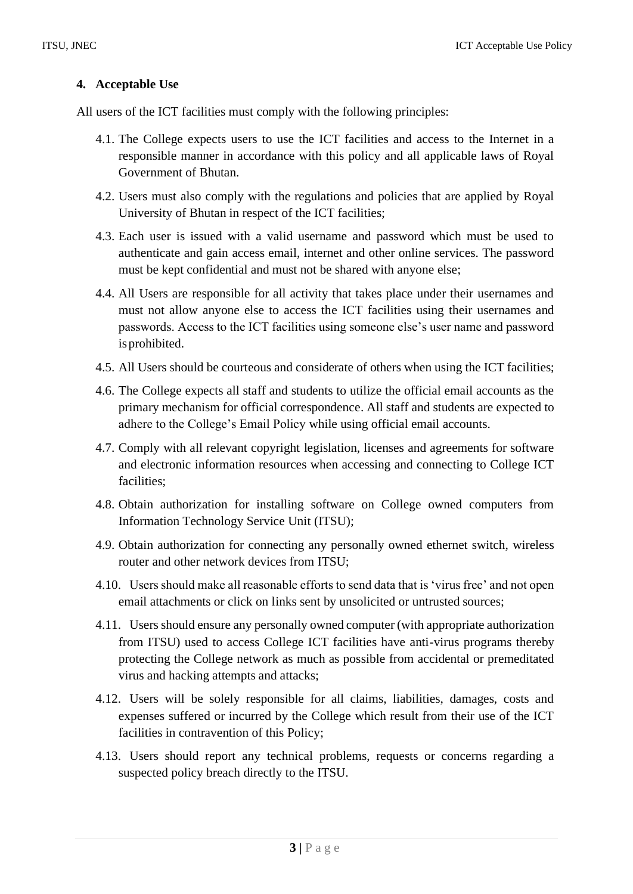## 4. Acceptable Use

All users of the ICT facilities must comply with the following principles:

4.1. The College expects users to use the ICT facilities and access to the Internet in a responsible manner in accordance with this policy and all applicable laws of Royal Government of Bhutan.

4.2. Users must also comply with the regulations and policies that are applied by Royal University of Bhutan in respect of the ICT facilities;

4.3. Each user is issued with a valid username and password which must be used to authenticate and gain access email, internet and other online services. The password must be kept confidential and must not be shared with anyone else;

4.4. All Users are responsible for all activity that takes place under their usernames and must not allow anyone else to access the ICT facilities using their usernames and passwords. Access to the ICT facilities using someone else's user name and password is prohibited.

4.5. All Users should be courteous and considerate of others when using the ICT facilities;

4.6. The College expects all staff and students to utilize the official email accounts as the primary mechanism for official correspondence. All staff and students are expected to adhere to the College's Email Policy while using official email accounts.

4.7. Comply with all relevant copyright legislation, licenses and agreements for software and electronic information resources when accessing and connecting to College ICT facilities;

4.8. Obtain authorization for installing software on College owned computers from Information Technology Service Unit (ITSU);

4.9. Obtain authorization for connecting any personally owned ethernet switch, wireless router and other network devices from ITSU;

4.10. Users should make all reasonable efforts to send data that is 'virus free' and not open email attachments or click on links sent by unsolicited or untrusted sources;

4.11. Users should ensure any personally owned computer (with appropriate authorization from ITSU) used to access College ICT facilities have anti-virus programs thereby protecting the College network as much as possible from accidental or premeditated virus and hacking attempts and attacks;

4.12. Users will be solely responsible for all claims, liabilities, damages, costs and expenses suffered or incurred by the College which result from their use of the ICT facilities in contravention of this Policy;

4.13. Users should report any technical problems, requests or concerns regarding a suspected policy breach directly to the ITSU.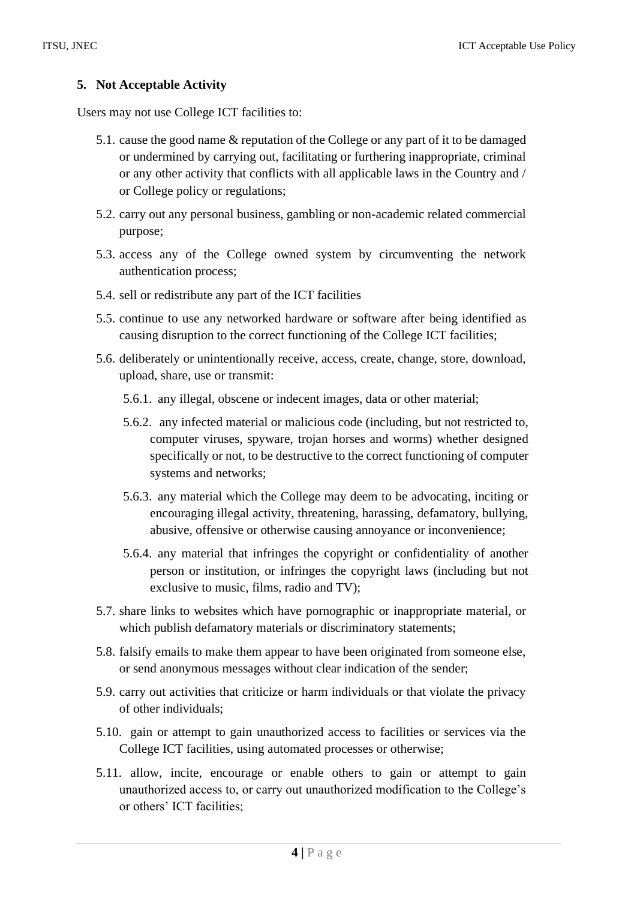## 5. Not Acceptable Activity

Users may not use College ICT facilities to:

5.1. cause the good name & reputation of the College or any part of it to be damaged or undermined by carrying out, facilitating or furthering inappropriate, criminal or any other activity that conflicts with all applicable laws in the Country and / or College policy or regulations;

5.2. carry out any personal business, gambling or non-academic related commercial purpose;

5.3. access any of the College owned system by circumventing the network authentication process;

5.4. sell or redistribute any part of the ICT facilities

5.5. continue to use any networked hardware or software after being identified as causing disruption to the correct functioning of the College ICT facilities;

5.6. deliberately or unintentionally receive, access, create, change, store, download, upload, share, use or transmit:

- 5.6.1. any illegal, obscene or indecent images, data or other material;
- 5.6.2. any infected material or malicious code (including, but not restricted to, computer viruses, spyware, trojan horses and worms) whether designed specifically or not, to be destructive to the correct functioning of computer systems and networks;
- 5.6.3. any material which the College may deem to be advocating, inciting or encouraging illegal activity, threatening, harassing, defamatory, bullying, abusive, offensive or otherwise causing annoyance or inconvenience;
- 5.6.4. any material that infringes the copyright or confidentiality of another person or institution, or infringes the copyright laws (including but not exclusive to music, films, radio and TV);

5.7. share links to websites which have pornographic or inappropriate material, or which publish defamatory materials or discriminatory statements;

5.8. falsify emails to make them appear to have been originated from someone else, or send anonymous messages without clear indication of the sender;

5.9. carry out activities that criticize or harm individuals or that violate the privacy of other individuals;

5.10. gain or attempt to gain unauthorized access to facilities or services via the College ICT facilities, using automated processes or otherwise;

5.11. allow, incite, encourage or enable others to gain or attempt to gain unauthorized access to, or carry out unauthorized modification to the College's or others' ICT facilities;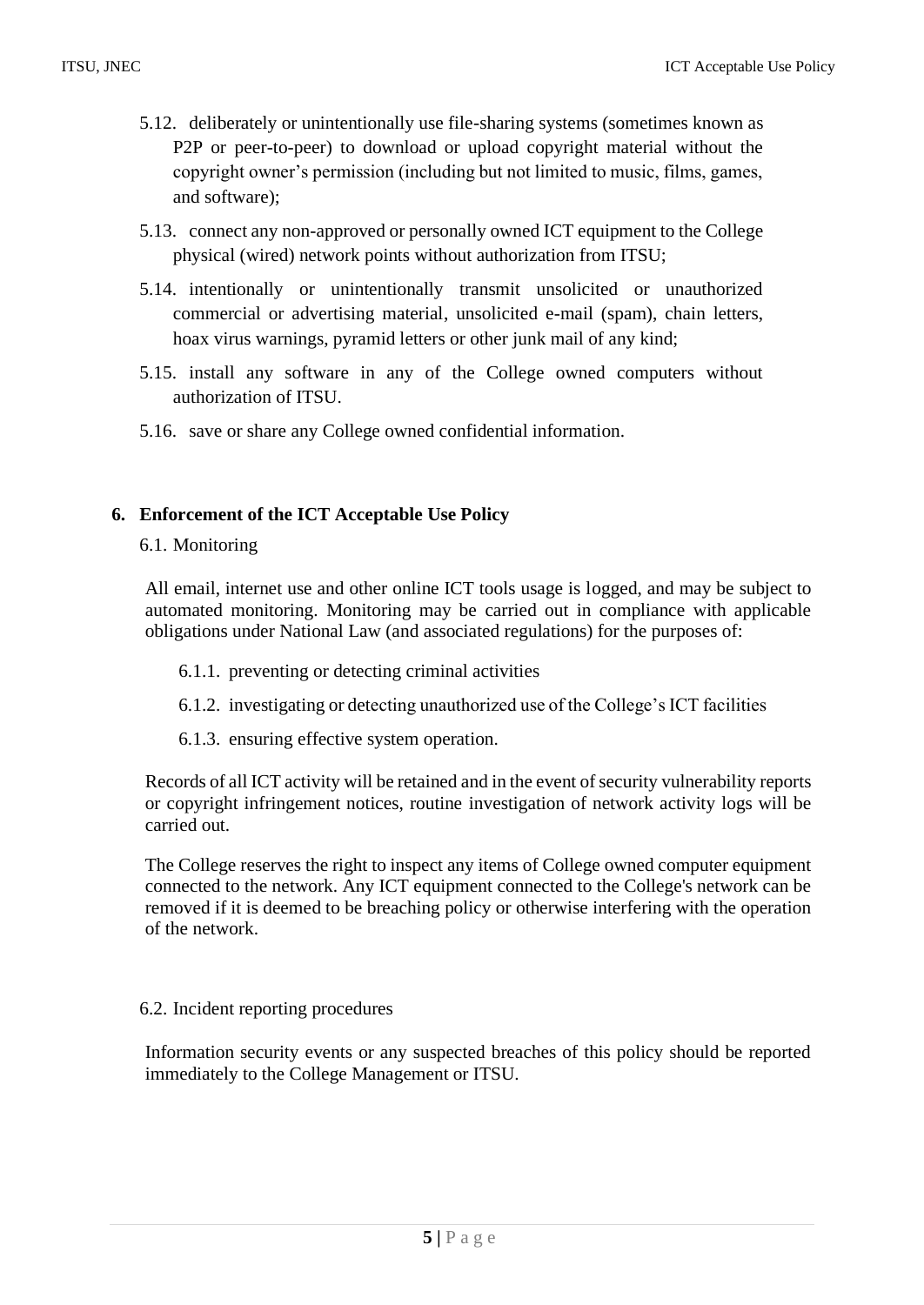5.12. deliberately or unintentionally use file-sharing systems (sometimes known as P2P or peer-to-peer) to download or upload copyright material without the copyright owner's permission (including but not limited to music, films, games, and software);

5.13. connect any non-approved or personally owned ICT equipment to the College physical (wired) network points without authorization from ITSU;

5.14. intentionally or unintentionally transmit unsolicited or unauthorized commercial or advertising material, unsolicited e-mail (spam), chain letters, hoax virus warnings, pyramid letters or other junk mail of any kind;

5.15. install any software in any of the College owned computers without authorization of ITSU.

5.16. save or share any College owned confidential information.

## 6. Enforcement of the ICT Acceptable Use Policy

### 6.1. Monitoring

All email, internet use and other online ICT tools usage is logged, and may be subject to automated monitoring. Monitoring may be carried out in compliance with applicable obligations under National Law (and associated regulations) for the purposes of:

6.1.1. preventing or detecting criminal activities

6.1.2. investigating or detecting unauthorized use of the College's ICT facilities

6.1.3. ensuring effective system operation.

Records of all ICT activity will be retained and in the event of security vulnerability reports or copyright infringement notices, routine investigation of network activity logs will be carried out.

The College reserves the right to inspect any items of College owned computer equipment connected to the network. Any ICT equipment connected to the College's network can be removed if it is deemed to be breaching policy or otherwise interfering with the operation of the network.

### 6.2. Incident reporting procedures

Information security events or any suspected breaches of this policy should be reported immediately to the College Management or ITSU.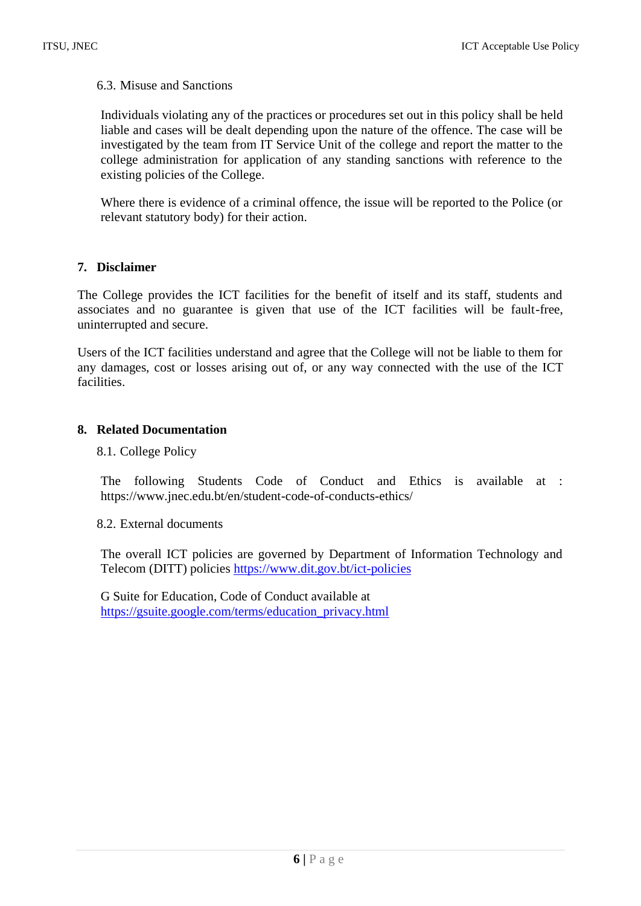### 6.3. Misuse and Sanctions

Individuals violating any of the practices or procedures set out in this policy shall be held liable and cases will be dealt depending upon the nature of the offence. The case will be investigated by the team from IT Service Unit of the college and report the matter to the college administration for application of any standing sanctions with reference to the existing policies of the College.

Where there is evidence of a criminal offence, the issue will be reported to the Police (or relevant statutory body) for their action.

## 7. Disclaimer

The College provides the ICT facilities for the benefit of itself and its staff, students and associates and no guarantee is given that use of the ICT facilities will be fault-free, uninterrupted and secure.

Users of the ICT facilities understand and agree that the College will not be liable to them for any damages, cost or losses arising out of, or any way connected with the use of the ICT facilities.

## 8. Related Documentation

### 8.1. College Policy

The following Students Code of Conduct and Ethics is available at : https://www.jnec.edu.bt/en/student-code-of-conducts-ethics/

### 8.2. External documents

The overall ICT policies are governed by Department of Information Technology and Telecom (DITT) policies https://www.dit.gov.bt/ict-policies

G Suite for Education, Code of Conduct available at https://gsuite.google.com/terms/education_privacy.html